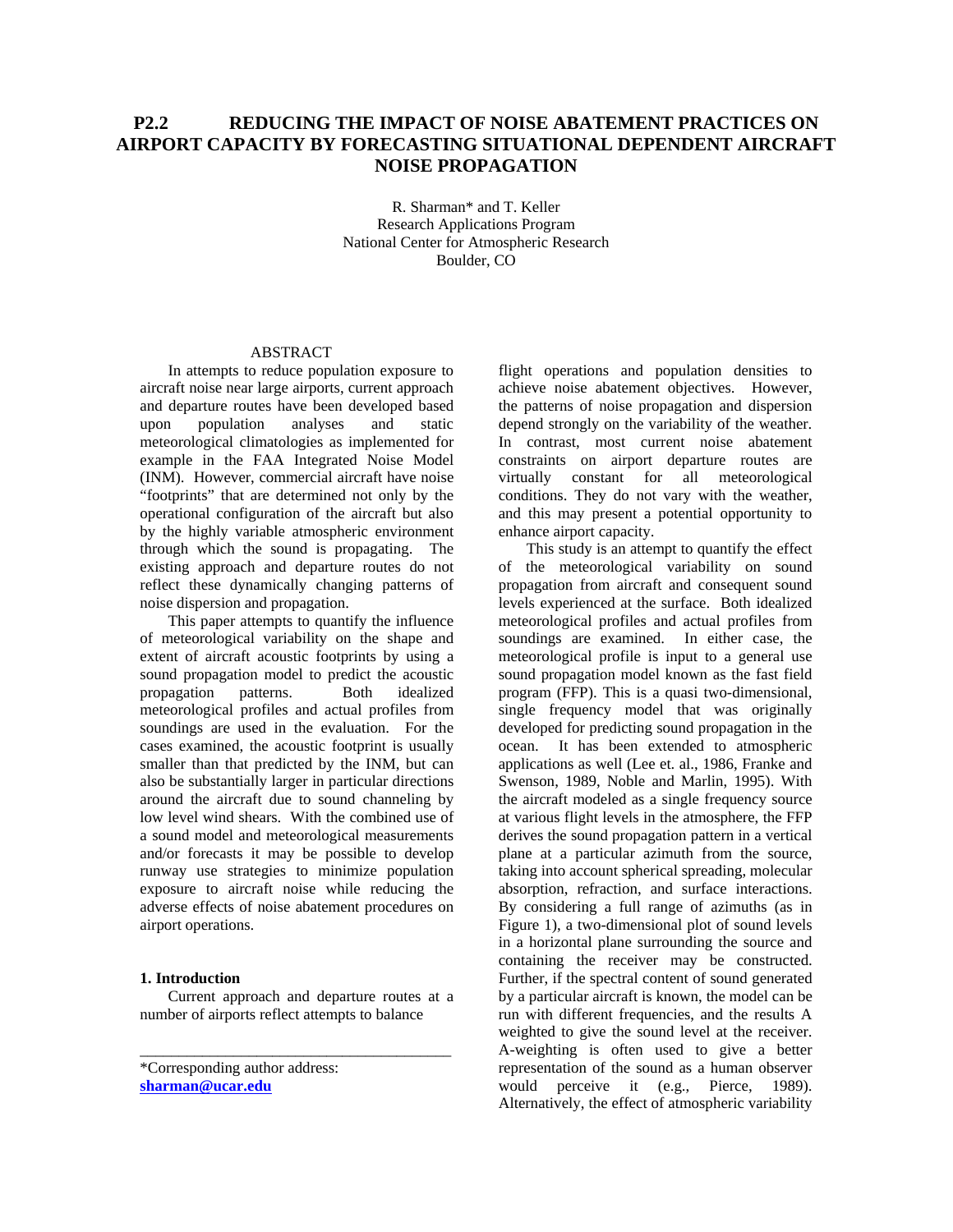# P2.2 REDUCING THE IMPACT OF NOISE ABATEMENT PRACTICES ON AIRPORT CAPACITY BY FORECASTING SITUATIONAL DEPENDENT AIRCRAFT NOISE PROPAGATION

R. Sharman* and T. Keller
Research Applications Program
National Center for Atmospheric Research
Boulder, CO

## ABSTRACT

In attempts to reduce population exposure to aircraft noise near large airports, current approach and departure routes have been developed based upon population analyses and static meteorological climatologies as implemented for example in the FAA Integrated Noise Model (INM). However, commercial aircraft have noise "footprints" that are determined not only by the operational configuration of the aircraft but also by the highly variable atmospheric environment through which the sound is propagating. The existing approach and departure routes do not reflect these dynamically changing patterns of noise dispersion and propagation.

This paper attempts to quantify the influence of meteorological variability on the shape and extent of aircraft acoustic footprints by using a sound propagation model to predict the acoustic propagation patterns. Both idealized meteorological profiles and actual profiles from soundings are used in the evaluation. For the cases examined, the acoustic footprint is usually smaller than that predicted by the INM, but can also be substantially larger in particular directions around the aircraft due to sound channeling by low level wind shears. With the combined use of a sound model and meteorological measurements and/or forecasts it may be possible to develop runway use strategies to minimize population exposure to aircraft noise while reducing the adverse effects of noise abatement procedures on airport operations.

## 1. Introduction

Current approach and departure routes at a number of airports reflect attempts to balance flight operations and population densities to achieve noise abatement objectives. However, the patterns of noise propagation and dispersion depend strongly on the variability of the weather. In contrast, most current noise abatement constraints on airport departure routes are virtually constant for all meteorological conditions. They do not vary with the weather, and this may present a potential opportunity to enhance airport capacity.

This study is an attempt to quantify the effect of the meteorological variability on sound propagation from aircraft and consequent sound levels experienced at the surface. Both idealized meteorological profiles and actual profiles from soundings are examined. In either case, the meteorological profile is input to a general use sound propagation model known as the fast field program (FFP). This is a quasi two-dimensional, single frequency model that was originally developed for predicting sound propagation in the ocean. It has been extended to atmospheric applications as well (Lee et. al., 1986, Franke and Swenson, 1989, Noble and Marlin, 1995). With the aircraft modeled as a single frequency source at various flight levels in the atmosphere, the FFP derives the sound propagation pattern in a vertical plane at a particular azimuth from the source, taking into account spherical spreading, molecular absorption, refraction, and surface interactions. By considering a full range of azimuths (as in Figure 1), a two-dimensional plot of sound levels in a horizontal plane surrounding the source and containing the receiver may be constructed. Further, if the spectral content of sound generated by a particular aircraft is known, the model can be run with different frequencies, and the results A weighted to give the sound level at the receiver. A-weighting is often used to give a better representation of the sound as a human observer would perceive it (e.g., Pierce, 1989). Alternatively, the effect of atmospheric variability

---

*Corresponding author address: **sharman@ucar.edu**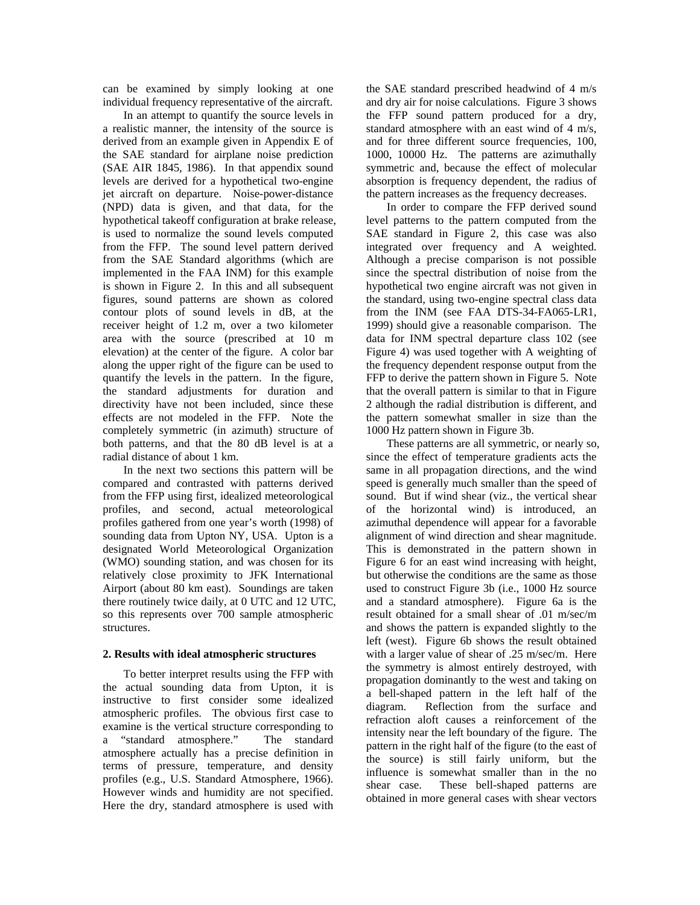can be examined by simply looking at one individual frequency representative of the aircraft.

In an attempt to quantify the source levels in a realistic manner, the intensity of the source is derived from an example given in Appendix E of the SAE standard for airplane noise prediction (SAE AIR 1845, 1986). In that appendix sound levels are derived for a hypothetical two-engine jet aircraft on departure. Noise-power-distance (NPD) data is given, and that data, for the hypothetical takeoff configuration at brake release, is used to normalize the sound levels computed from the FFP. The sound level pattern derived from the SAE Standard algorithms (which are implemented in the FAA INM) for this example is shown in Figure 2. In this and all subsequent figures, sound patterns are shown as colored contour plots of sound levels in dB, at the receiver height of 1.2 m, over a two kilometer area with the source (prescribed at 10 m elevation) at the center of the figure. A color bar along the upper right of the figure can be used to quantify the levels in the pattern. In the figure, the standard adjustments for duration and directivity have not been included, since these effects are not modeled in the FFP. Note the completely symmetric (in azimuth) structure of both patterns, and that the 80 dB level is at a radial distance of about 1 km.

In the next two sections this pattern will be compared and contrasted with patterns derived from the FFP using first, idealized meteorological profiles, and second, actual meteorological profiles gathered from one year's worth (1998) of sounding data from Upton NY, USA. Upton is a designated World Meteorological Organization (WMO) sounding station, and was chosen for its relatively close proximity to JFK International Airport (about 80 km east). Soundings are taken there routinely twice daily, at 0 UTC and 12 UTC, so this represents over 700 sample atmospheric structures.

## 2. Results with ideal atmospheric structures

To better interpret results using the FFP with the actual sounding data from Upton, it is instructive to first consider some idealized atmospheric profiles. The obvious first case to examine is the vertical structure corresponding to a "standard atmosphere." The standard atmosphere actually has a precise definition in terms of pressure, temperature, and density profiles (e.g., U.S. Standard Atmosphere, 1966). However winds and humidity are not specified. Here the dry, standard atmosphere is used with the SAE standard prescribed headwind of 4 m/s and dry air for noise calculations. Figure 3 shows the FFP sound pattern produced for a dry, standard atmosphere with an east wind of 4 m/s, and for three different source frequencies, 100, 1000, 10000 Hz. The patterns are azimuthally symmetric and, because the effect of molecular absorption is frequency dependent, the radius of the pattern increases as the frequency decreases.

In order to compare the FFP derived sound level patterns to the pattern computed from the SAE standard in Figure 2, this case was also integrated over frequency and A weighted. Although a precise comparison is not possible since the spectral distribution of noise from the hypothetical two engine aircraft was not given in the standard, using two-engine spectral class data from the INM (see FAA DTS-34-FA065-LR1, 1999) should give a reasonable comparison. The data for INM spectral departure class 102 (see Figure 4) was used together with A weighting of the frequency dependent response output from the FFP to derive the pattern shown in Figure 5. Note that the overall pattern is similar to that in Figure 2 although the radial distribution is different, and the pattern somewhat smaller in size than the 1000 Hz pattern shown in Figure 3b.

These patterns are all symmetric, or nearly so, since the effect of temperature gradients acts the same in all propagation directions, and the wind speed is generally much smaller than the speed of sound. But if wind shear (viz., the vertical shear of the horizontal wind) is introduced, an azimuthal dependence will appear for a favorable alignment of wind direction and shear magnitude. This is demonstrated in the pattern shown in Figure 6 for an east wind increasing with height, but otherwise the conditions are the same as those used to construct Figure 3b (i.e., 1000 Hz source and a standard atmosphere). Figure 6a is the result obtained for a small shear of .01 m/sec/m and shows the pattern is expanded slightly to the left (west). Figure 6b shows the result obtained with a larger value of shear of .25 m/sec/m. Here the symmetry is almost entirely destroyed, with propagation dominantly to the west and taking on a bell-shaped pattern in the left half of the diagram. Reflection from the surface and refraction aloft causes a reinforcement of the intensity near the left boundary of the figure. The pattern in the right half of the figure (to the east of the source) is still fairly uniform, but the influence is somewhat smaller than in the no shear case. These bell-shaped patterns are obtained in more general cases with shear vectors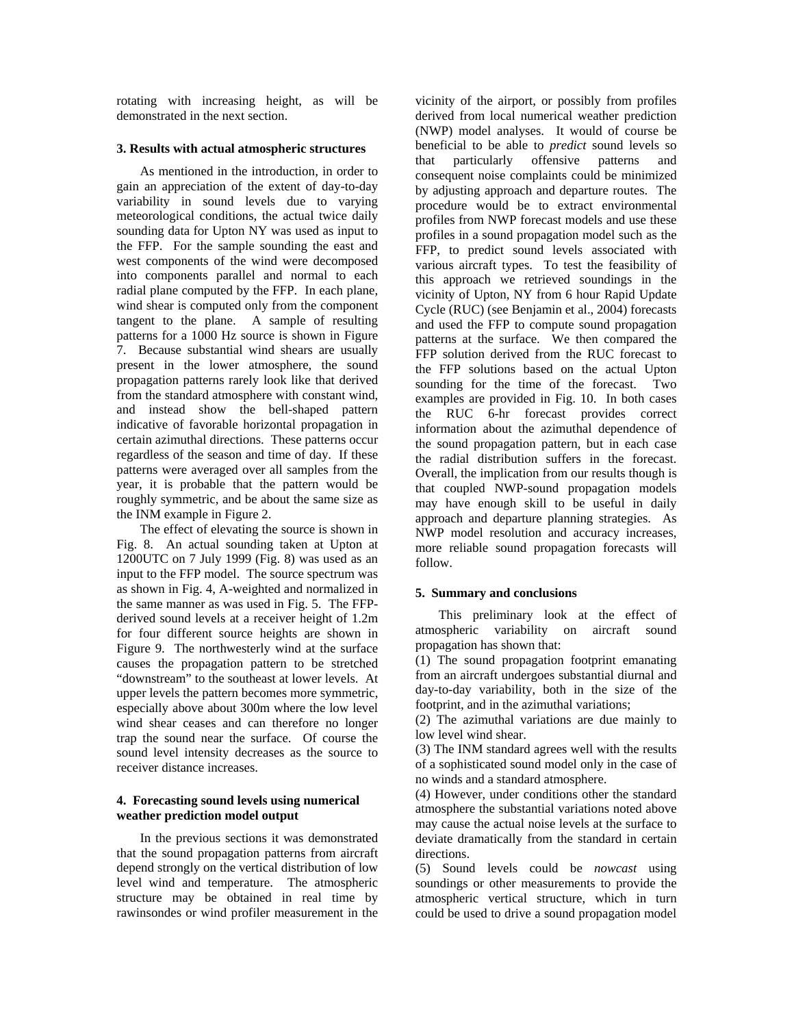rotating with increasing height, as will be demonstrated in the next section.

### 3. Results with actual atmospheric structures

As mentioned in the introduction, in order to gain an appreciation of the extent of day-to-day variability in sound levels due to varying meteorological conditions, the actual twice daily sounding data for Upton NY was used as input to the FFP. For the sample sounding the east and west components of the wind were decomposed into components parallel and normal to each radial plane computed by the FFP. In each plane, wind shear is computed only from the component tangent to the plane. A sample of resulting patterns for a 1000 Hz source is shown in Figure 7. Because substantial wind shears are usually present in the lower atmosphere, the sound propagation patterns rarely look like that derived from the standard atmosphere with constant wind, and instead show the bell-shaped pattern indicative of favorable horizontal propagation in certain azimuthal directions. These patterns occur regardless of the season and time of day. If these patterns were averaged over all samples from the year, it is probable that the pattern would be roughly symmetric, and be about the same size as the INM example in Figure 2.

The effect of elevating the source is shown in Fig. 8. An actual sounding taken at Upton at 1200UTC on 7 July 1999 (Fig. 8) was used as an input to the FFP model. The source spectrum was as shown in Fig. 4, A-weighted and normalized in the same manner as was used in Fig. 5. The FFP-derived sound levels at a receiver height of 1.2m for four different source heights are shown in Figure 9. The northwesterly wind at the surface causes the propagation pattern to be stretched "downstream" to the southeast at lower levels. At upper levels the pattern becomes more symmetric, especially above about 300m where the low level wind shear ceases and can therefore no longer trap the sound near the surface. Of course the sound level intensity decreases as the source to receiver distance increases.

### 4. Forecasting sound levels using numerical weather prediction model output

In the previous sections it was demonstrated that the sound propagation patterns from aircraft depend strongly on the vertical distribution of low level wind and temperature. The atmospheric structure may be obtained in real time by rawinsondes or wind profiler measurement in the vicinity of the airport, or possibly from profiles derived from local numerical weather prediction (NWP) model analyses. It would of course be beneficial to be able to *predict* sound levels so that particularly offensive patterns and consequent noise complaints could be minimized by adjusting approach and departure routes. The procedure would be to extract environmental profiles from NWP forecast models and use these profiles in a sound propagation model such as the FFP, to predict sound levels associated with various aircraft types. To test the feasibility of this approach we retrieved soundings in the vicinity of Upton, NY from 6 hour Rapid Update Cycle (RUC) (see Benjamin et al., 2004) forecasts and used the FFP to compute sound propagation patterns at the surface. We then compared the FFP solution derived from the RUC forecast to the FFP solutions based on the actual Upton sounding for the time of the forecast. Two examples are provided in Fig. 10. In both cases the RUC 6-hr forecast provides correct information about the azimuthal dependence of the sound propagation pattern, but in each case the radial distribution suffers in the forecast. Overall, the implication from our results though is that coupled NWP-sound propagation models may have enough skill to be useful in daily approach and departure planning strategies. As NWP model resolution and accuracy increases, more reliable sound propagation forecasts will follow.

### 5. Summary and conclusions

This preliminary look at the effect of atmospheric variability on aircraft sound propagation has shown that:

(1) The sound propagation footprint emanating from an aircraft undergoes substantial diurnal and day-to-day variability, both in the size of the footprint, and in the azimuthal variations;

(2) The azimuthal variations are due mainly to low level wind shear.

(3) The INM standard agrees well with the results of a sophisticated sound model only in the case of no winds and a standard atmosphere.

(4) However, under conditions other the standard atmosphere the substantial variations noted above may cause the actual noise levels at the surface to deviate dramatically from the standard in certain directions.

(5) Sound levels could be *nowcast* using soundings or other measurements to provide the atmospheric vertical structure, which in turn could be used to drive a sound propagation model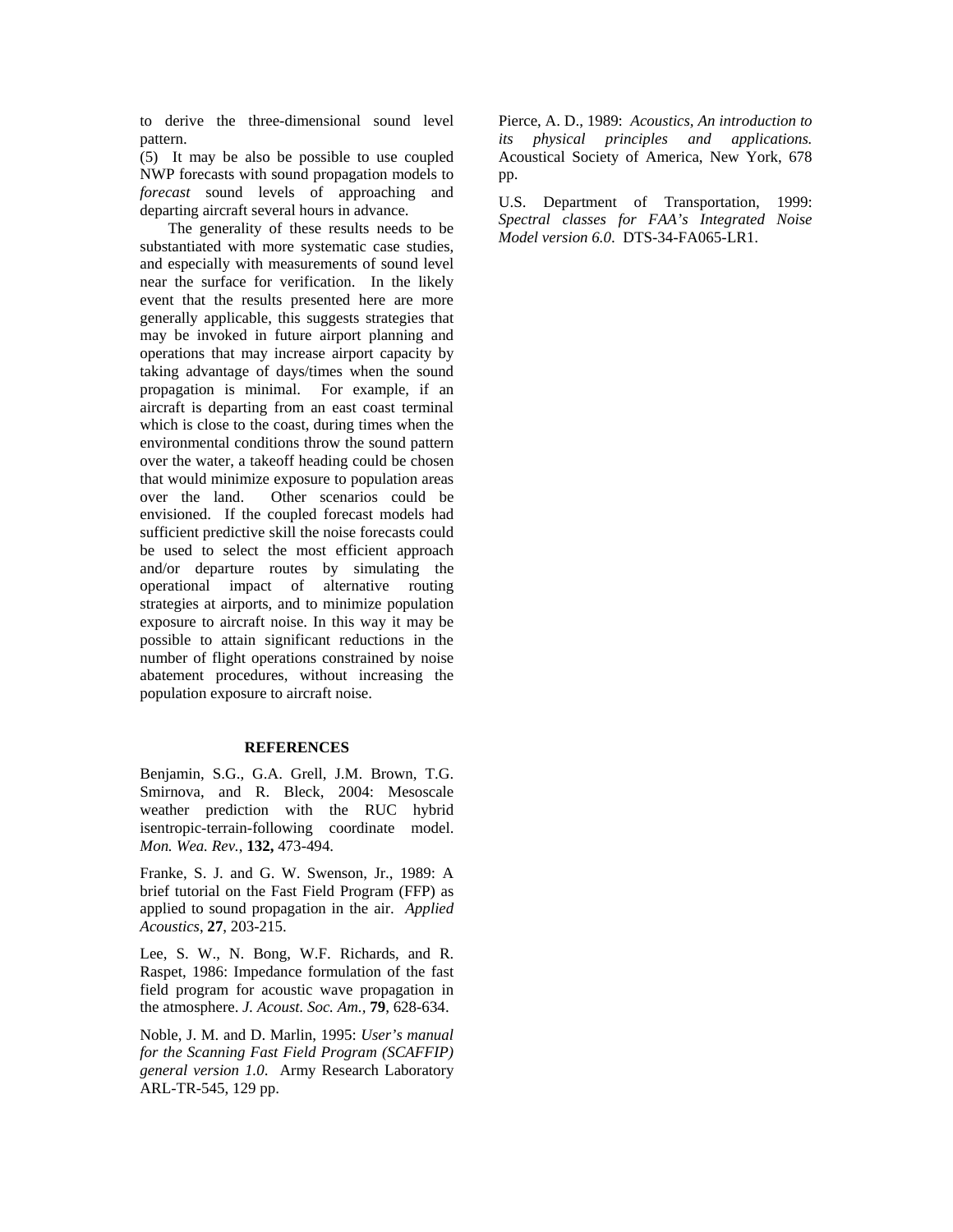to derive the three-dimensional sound level pattern.

(5) It may be also be possible to use coupled NWP forecasts with sound propagation models to *forecast* sound levels of approaching and departing aircraft several hours in advance.

The generality of these results needs to be substantiated with more systematic case studies, and especially with measurements of sound level near the surface for verification. In the likely event that the results presented here are more generally applicable, this suggests strategies that may be invoked in future airport planning and operations that may increase airport capacity by taking advantage of days/times when the sound propagation is minimal. For example, if an aircraft is departing from an east coast terminal which is close to the coast, during times when the environmental conditions throw the sound pattern over the water, a takeoff heading could be chosen that would minimize exposure to population areas over the land. Other scenarios could be envisioned. If the coupled forecast models had sufficient predictive skill the noise forecasts could be used to select the most efficient approach and/or departure routes by simulating the operational impact of alternative routing strategies at airports, and to minimize population exposure to aircraft noise. In this way it may be possible to attain significant reductions in the number of flight operations constrained by noise abatement procedures, without increasing the population exposure to aircraft noise.

## REFERENCES

Benjamin, S.G., G.A. Grell, J.M. Brown, T.G. Smirnova, and R. Bleck, 2004: Mesoscale weather prediction with the RUC hybrid isentropic-terrain-following coordinate model. *Mon. Wea. Rev.,* **132,** 473-494.

Franke, S. J. and G. W. Swenson, Jr., 1989: A brief tutorial on the Fast Field Program (FFP) as applied to sound propagation in the air. *Applied Acoustics*, **27**, 203-215.

Lee, S. W., N. Bong, W.F. Richards, and R. Raspet, 1986: Impedance formulation of the fast field program for acoustic wave propagation in the atmosphere. *J. Acoust. Soc. Am.,* **79**, 628-634.

Noble, J. M. and D. Marlin, 1995: *User's manual for the Scanning Fast Field Program (SCAFFIP) general version 1.0*. Army Research Laboratory ARL-TR-545, 129 pp.

Pierce, A. D., 1989: *Acoustics, An introduction to its physical principles and applications.* Acoustical Society of America, New York, 678 pp.

U.S. Department of Transportation, 1999: *Spectral classes for FAA's Integrated Noise Model version 6.0*. DTS-34-FA065-LR1.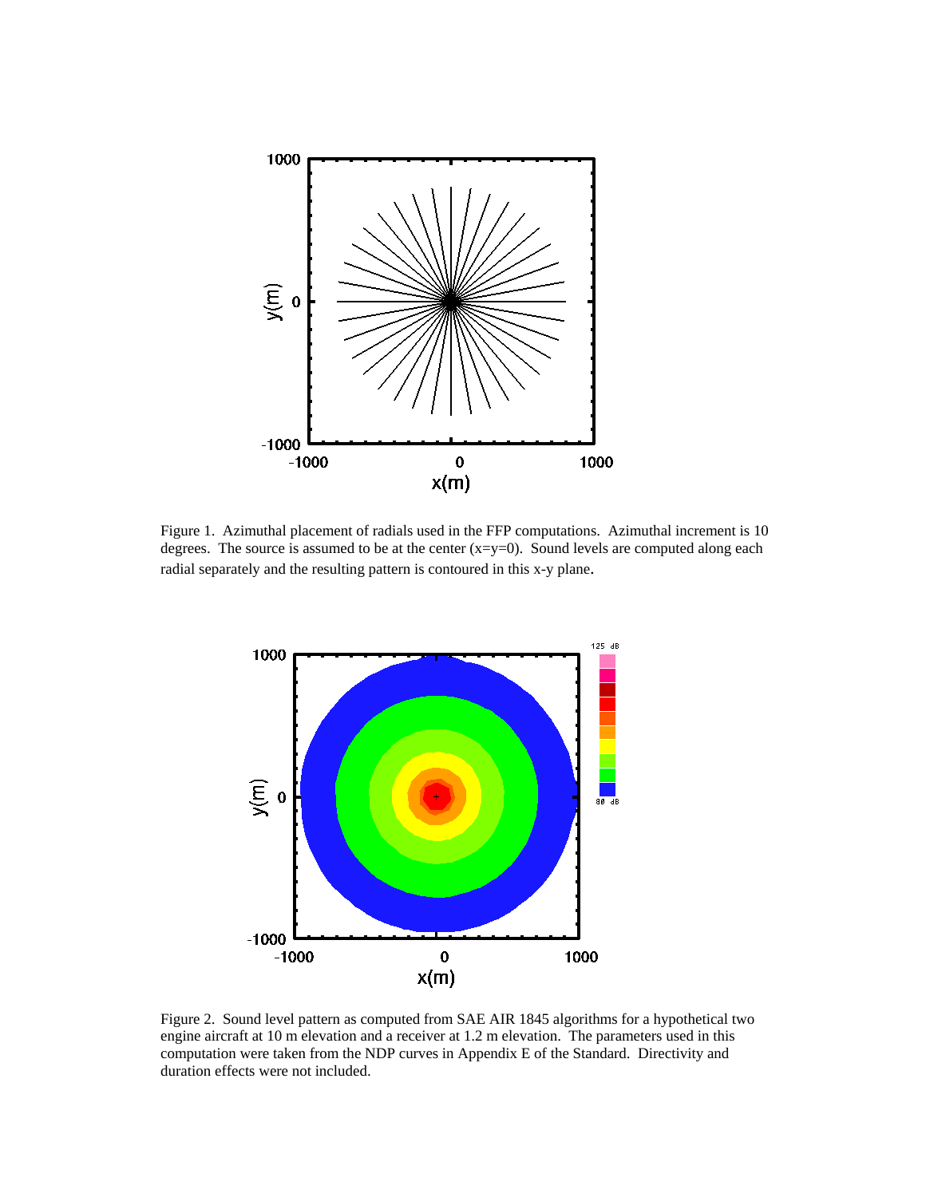Figure 1. Azimuthal placement of radials used in the FFP computations. Azimuthal increment is 10 degrees. The source is assumed to be at the center (x=y=0). Sound levels are computed along each radial separately and the resulting pattern is contoured in this x-y plane.

Figure 2. Sound level pattern as computed from SAE AIR 1845 algorithms for a hypothetical two engine aircraft at 10 m elevation and a receiver at 1.2 m elevation. The parameters used in this computation were taken from the NDP curves in Appendix E of the Standard. Directivity and duration effects were not included.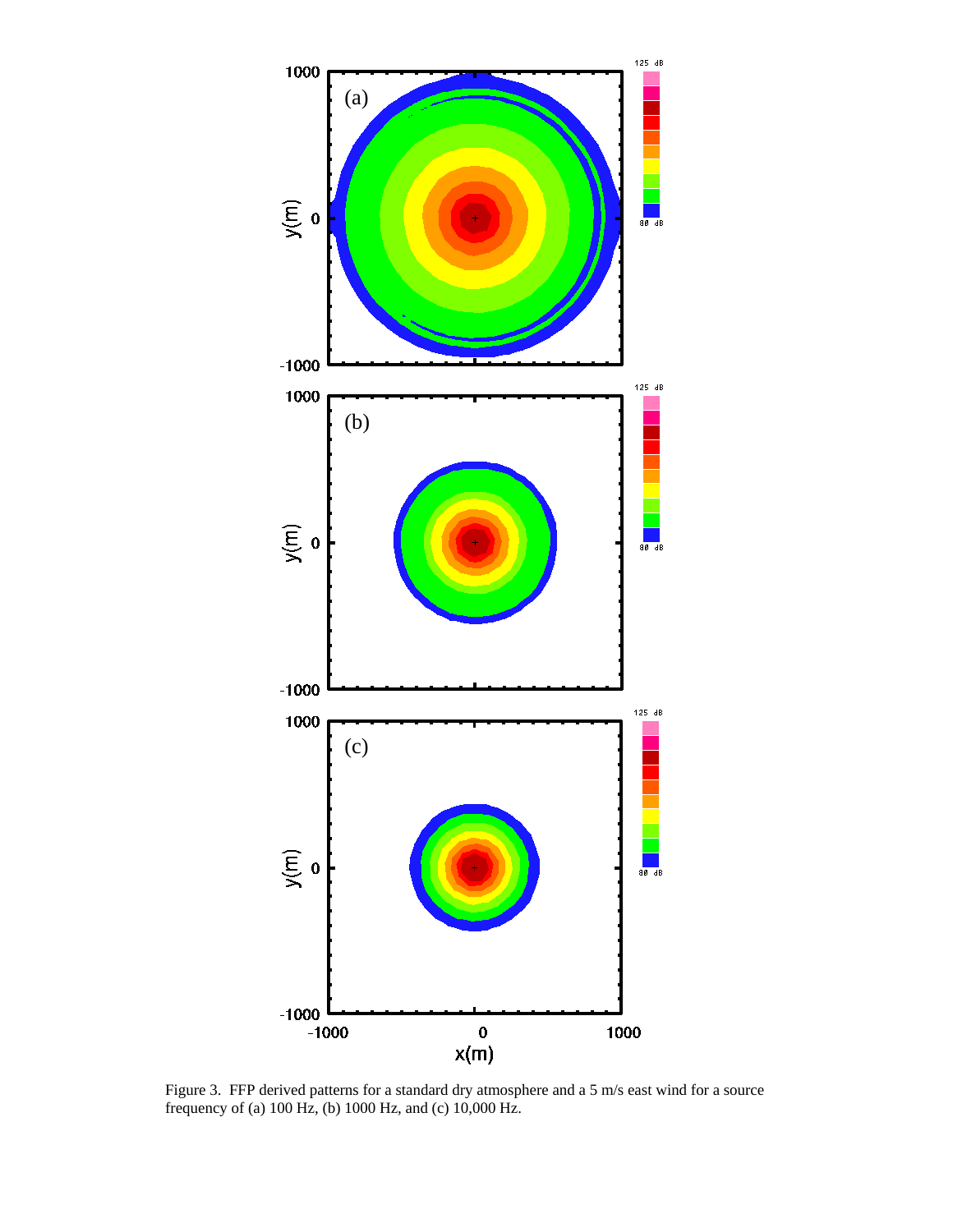Figure 3. FFP derived patterns for a standard dry atmosphere and a 5 m/s east wind for a source frequency of (a) 100 Hz, (b) 1000 Hz, and (c) 10,000 Hz.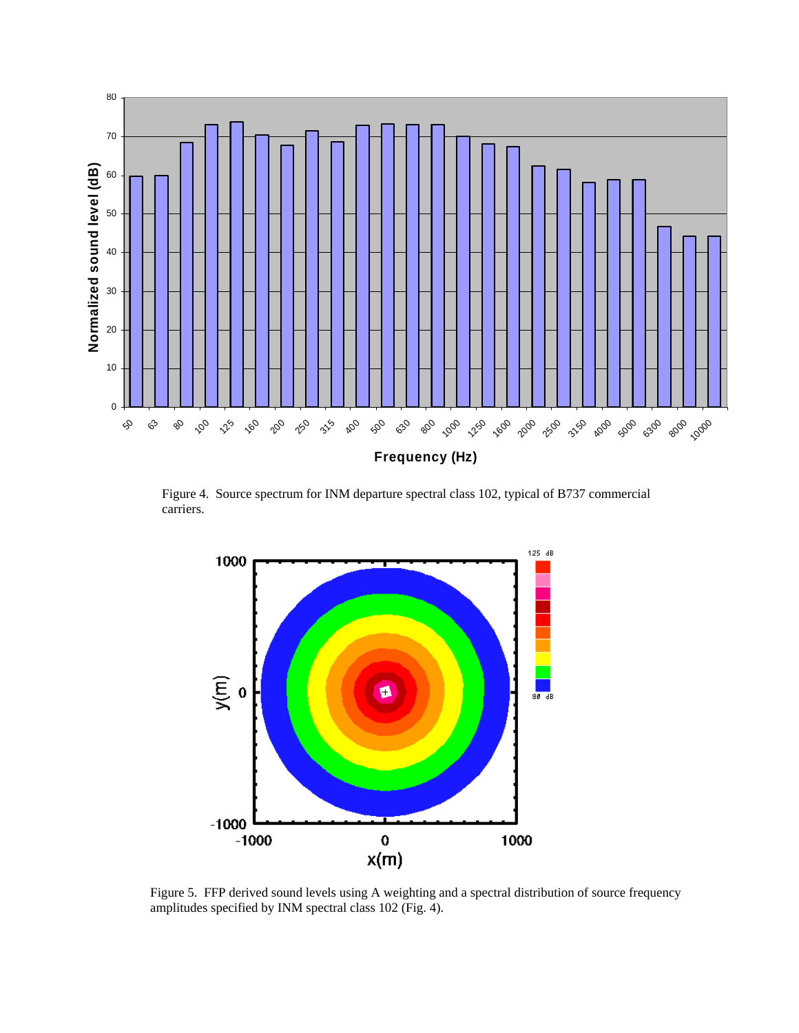Figure 4. Source spectrum for INM departure spectral class 102, typical of B737 commercial carriers.

Figure 5. FFP derived sound levels using A weighting and a spectral distribution of source frequency amplitudes specified by INM spectral class 102 (Fig. 4).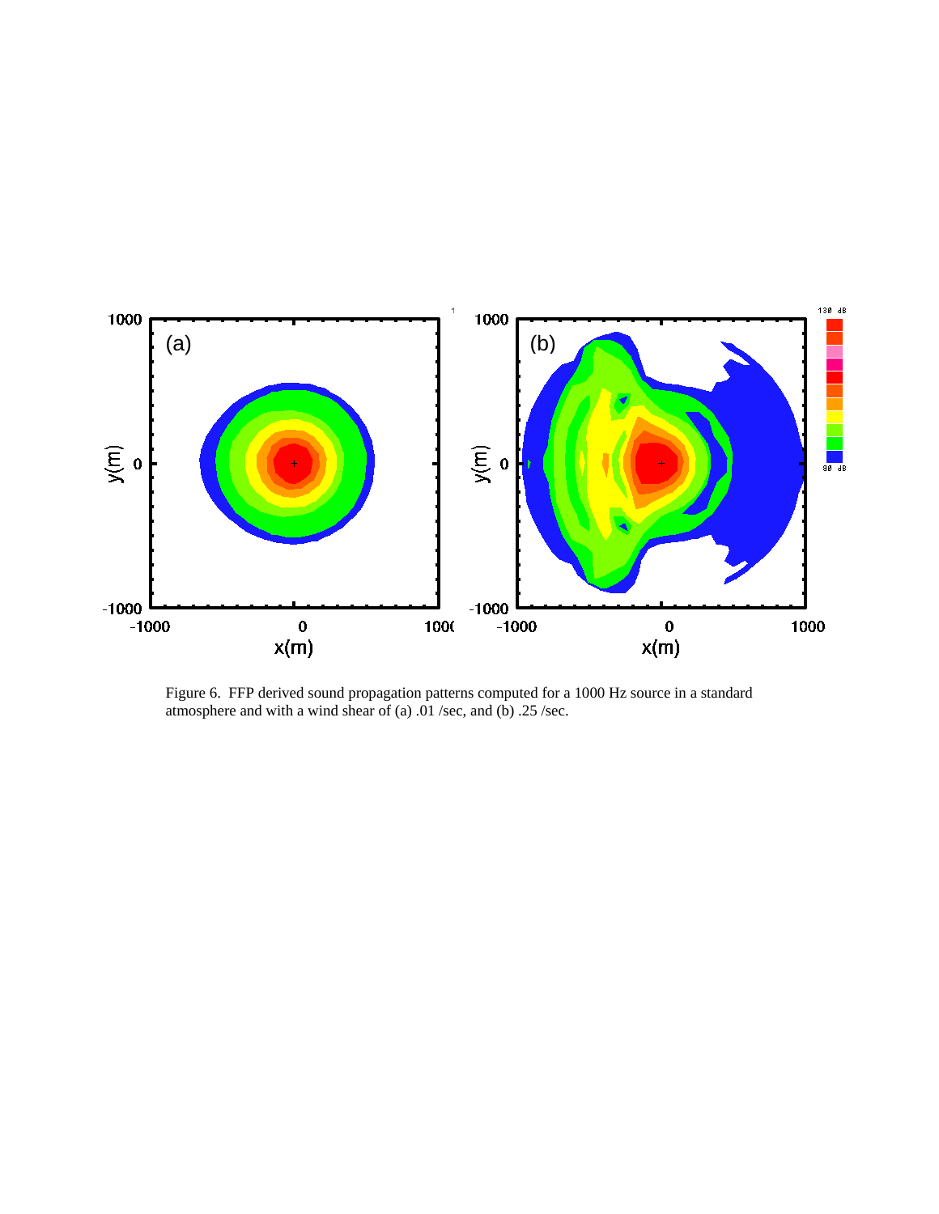Figure 6. FFP derived sound propagation patterns computed for a 1000 Hz source in a standard atmosphere and with a wind shear of (a) .01 /sec, and (b) .25 /sec.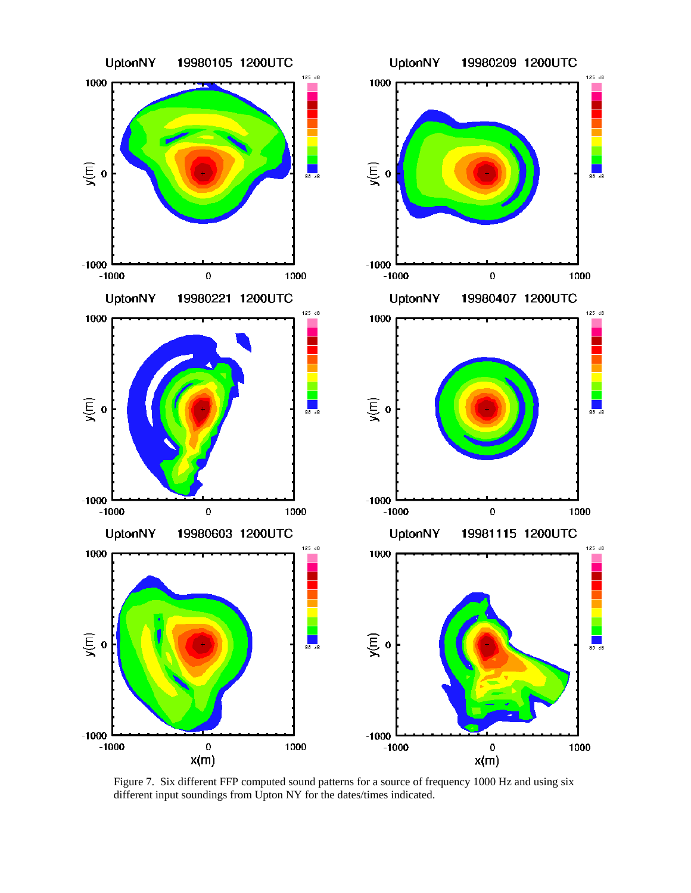Figure 7. Six different FFP computed sound patterns for a source of frequency 1000 Hz and using six different input soundings from Upton NY for the dates/times indicated.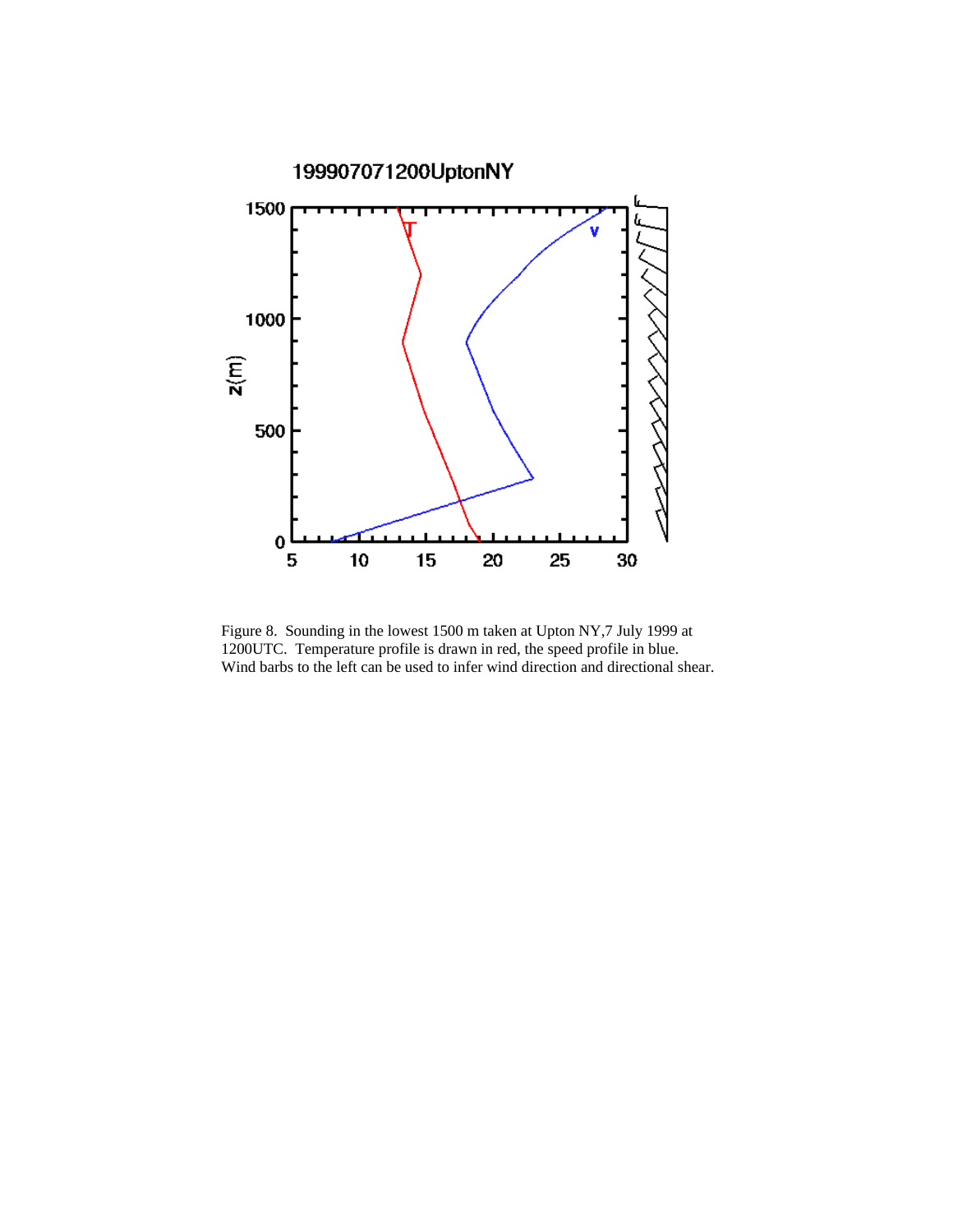Figure 8. Sounding in the lowest 1500 m taken at Upton NY,7 July 1999 at 1200UTC. Temperature profile is drawn in red, the speed profile in blue. Wind barbs to the left can be used to infer wind direction and directional shear.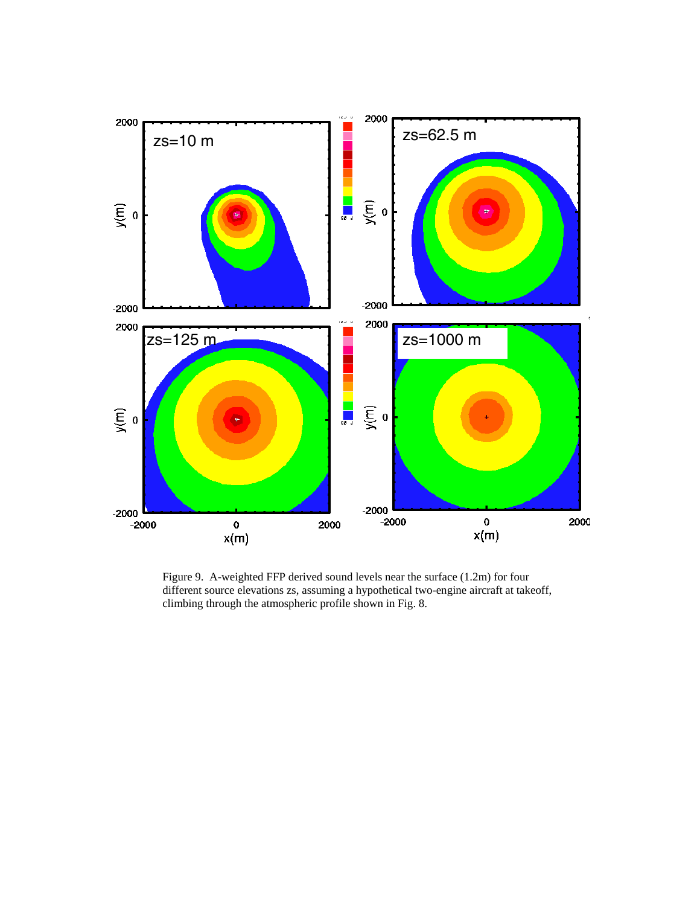Figure 9. A-weighted FFP derived sound levels near the surface (1.2m) for four different source elevations zs, assuming a hypothetical two-engine aircraft at takeoff, climbing through the atmospheric profile shown in Fig. 8.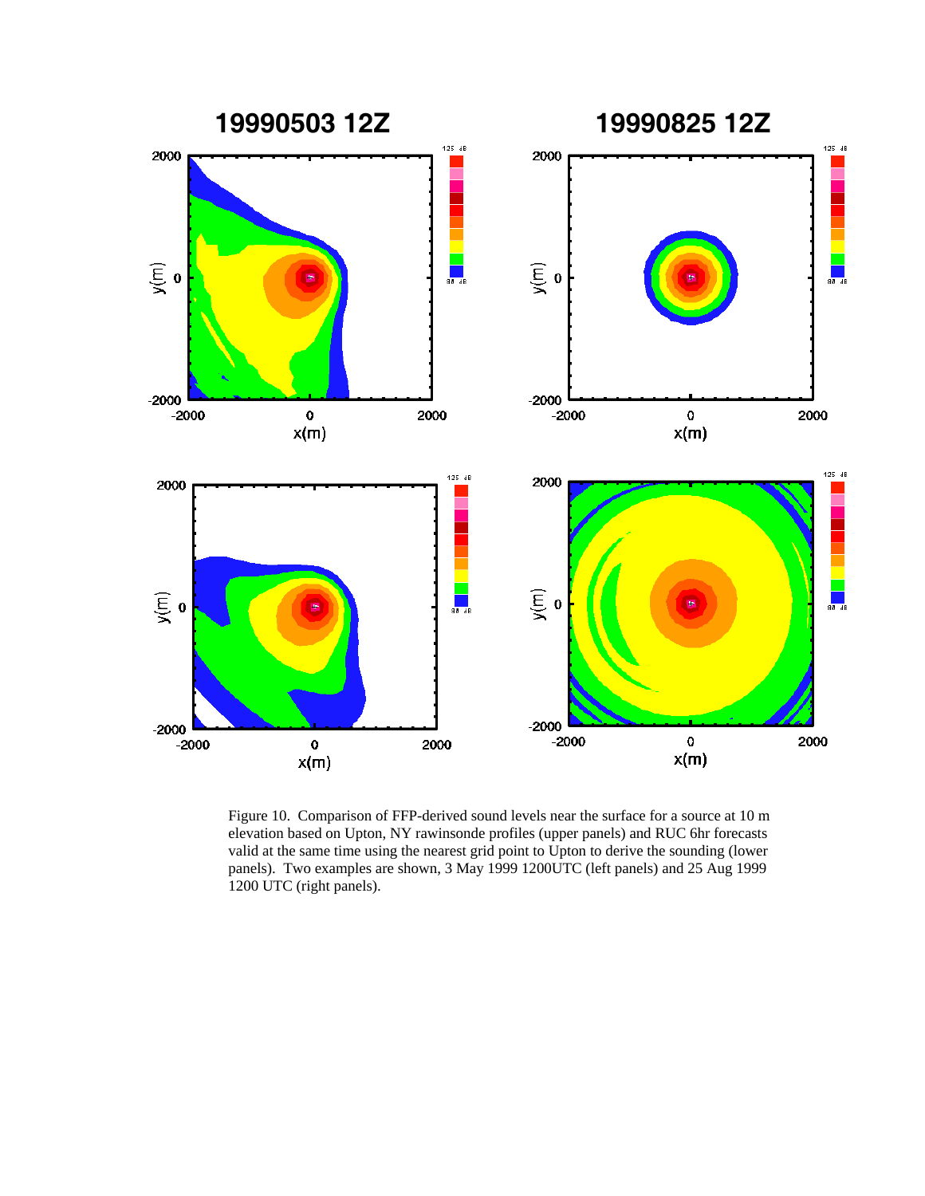19990503 12Z

19990825 12Z

2000

0

-2000

y(m)

x(m)

-2000

0

2000

125 dB

80 dB

Figure 10. Comparison of FFP-derived sound levels near the surface for a source at 10 m elevation based on Upton, NY rawinsonde profiles (upper panels) and RUC 6hr forecasts valid at the same time using the nearest grid point to Upton to derive the sounding (lower panels). Two examples are shown, 3 May 1999 1200UTC (left panels) and 25 Aug 1999 1200 UTC (right panels).